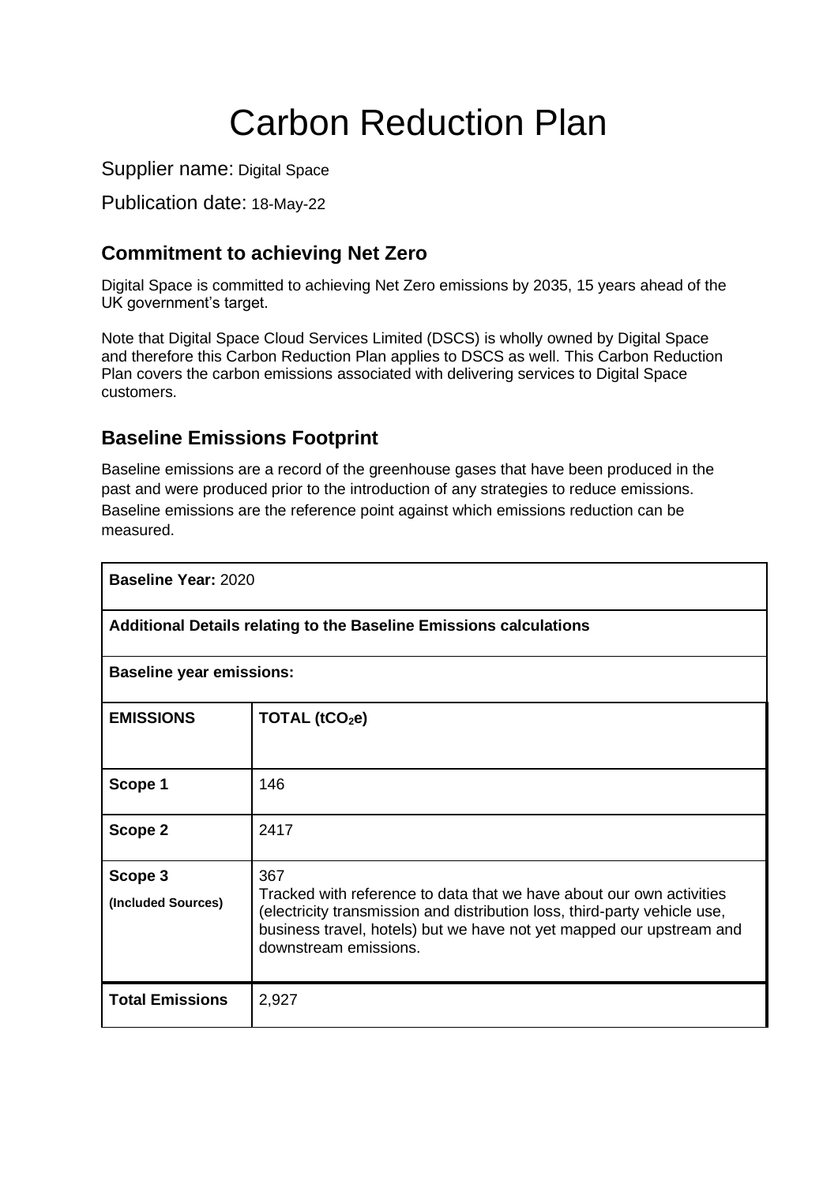# Carbon Reduction Plan

Supplier name: Digital Space

Publication date: 18-May-22

## Commitment to achieving Net Zero

Digital Space is committed to achieving Net Zero emissions by 2035, 15 years ahead of the UK government's target.

Note that Digital Space Cloud Services Limited (DSCS) is wholly owned by Digital Space and therefore this Carbon Reduction Plan applies to DSCS as well. This Carbon Reduction Plan covers the carbon emissions associated with delivering services to Digital Space customers.

## Baseline Emissions Footprint

Baseline emissions are a record of the greenhouse gases that have been produced in the past and were produced prior to the introduction of any strategies to reduce emissions. Baseline emissions are the reference point against which emissions reduction can be measured.

| **Baseline Year:** 2020 | |
|---|---|
| **Additional Details relating to the Baseline Emissions calculations** | |
| **Baseline year emissions:** | |
| **EMISSIONS** | **TOTAL ($tCO_2e$)** |
| **Scope 1** | 146 |
| **Scope 2** | 2417 |
| **Scope 3** **(Included Sources)** | 367 Tracked with reference to data that we have about our own activities (electricity transmission and distribution loss, third-party vehicle use, business travel, hotels) but we have not yet mapped our upstream and downstream emissions. |
| **Total Emissions** | 2,927 |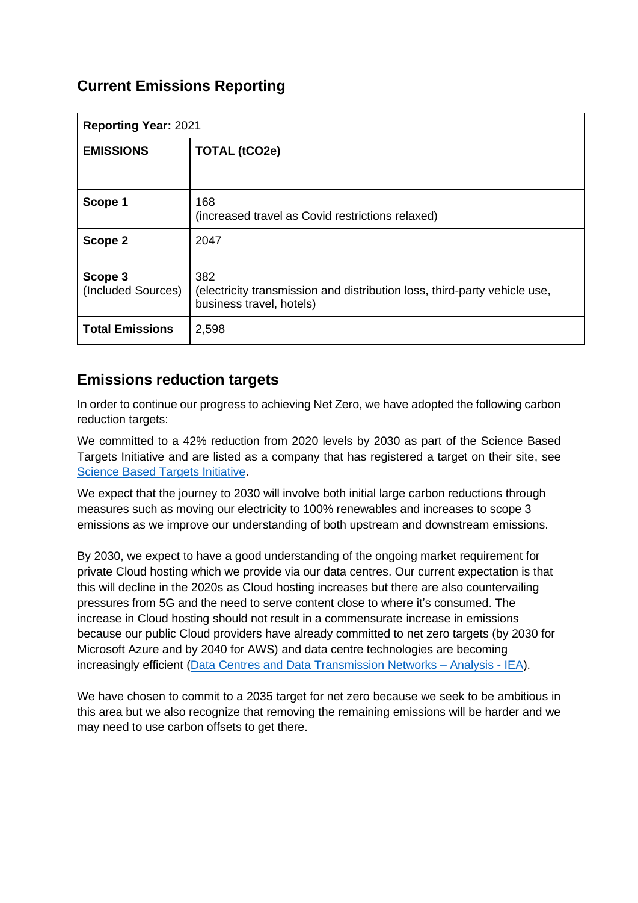## Current Emissions Reporting

| **Reporting Year:** 2021 | |
|---|---|
| **EMISSIONS** | **TOTAL (tCO2e)** |
| **Scope 1** | 168<br>(increased travel as Covid restrictions relaxed) |
| **Scope 2** | 2047 |
| **Scope 3**<br>(Included Sources) | 382<br>(electricity transmission and distribution loss, third-party vehicle use, business travel, hotels) |
| **Total Emissions** | 2,598 |

## Emissions reduction targets

In order to continue our progress to achieving Net Zero, we have adopted the following carbon reduction targets:

We committed to a 42% reduction from 2020 levels by 2030 as part of the Science Based Targets Initiative and are listed as a company that has registered a target on their site, see [Science Based Targets Initiative](Science Based Targets Initiative).

We expect that the journey to 2030 will involve both initial large carbon reductions through measures such as moving our electricity to 100% renewables and increases to scope 3 emissions as we improve our understanding of both upstream and downstream emissions.

By 2030, we expect to have a good understanding of the ongoing market requirement for private Cloud hosting which we provide via our data centres. Our current expectation is that this will decline in the 2020s as Cloud hosting increases but there are also countervailing pressures from 5G and the need to serve content close to where it's consumed. The increase in Cloud hosting should not result in a commensurate increase in emissions because our public Cloud providers have already committed to net zero targets (by 2030 for Microsoft Azure and by 2040 for AWS) and data centre technologies are becoming increasingly efficient (Data Centres and Data Transmission Networks – Analysis - IEA).

We have chosen to commit to a 2035 target for net zero because we seek to be ambitious in this area but we also recognize that removing the remaining emissions will be harder and we may need to use carbon offsets to get there.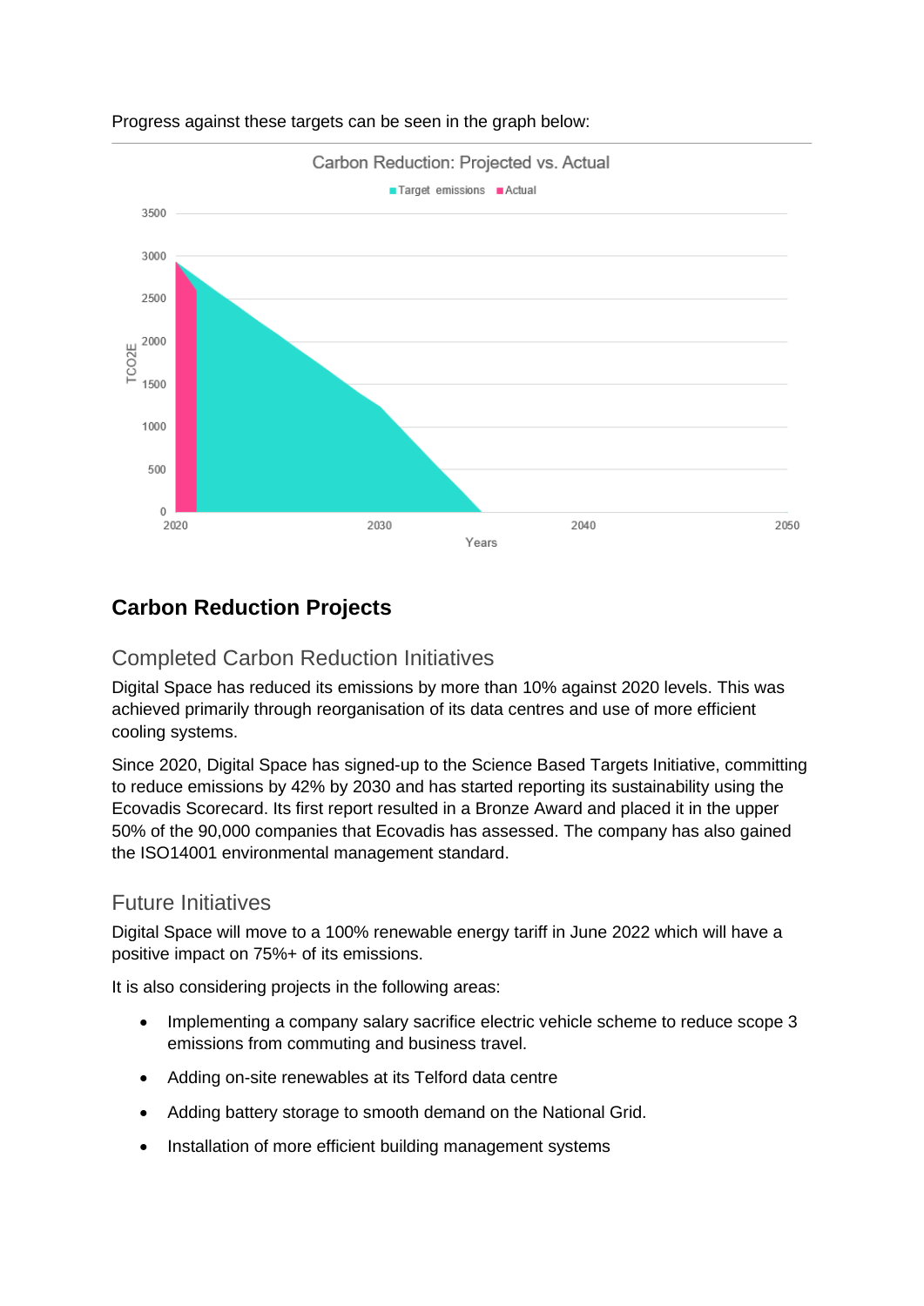Progress against these targets can be seen in the graph below:

## Carbon Reduction Projects

### Completed Carbon Reduction Initiatives

Digital Space has reduced its emissions by more than 10% against 2020 levels. This was achieved primarily through reorganisation of its data centres and use of more efficient cooling systems.

Since 2020, Digital Space has signed-up to the Science Based Targets Initiative, committing to reduce emissions by 42% by 2030 and has started reporting its sustainability using the Ecovadis Scorecard. Its first report resulted in a Bronze Award and placed it in the upper 50% of the 90,000 companies that Ecovadis has assessed. The company has also gained the ISO14001 environmental management standard.

### Future Initiatives

Digital Space will move to a 100% renewable energy tariff in June 2022 which will have a positive impact on 75%+ of its emissions.

It is also considering projects in the following areas:

- Implementing a company salary sacrifice electric vehicle scheme to reduce scope 3 emissions from commuting and business travel.
- Adding on-site renewables at its Telford data centre
- Adding battery storage to smooth demand on the National Grid.
- Installation of more efficient building management systems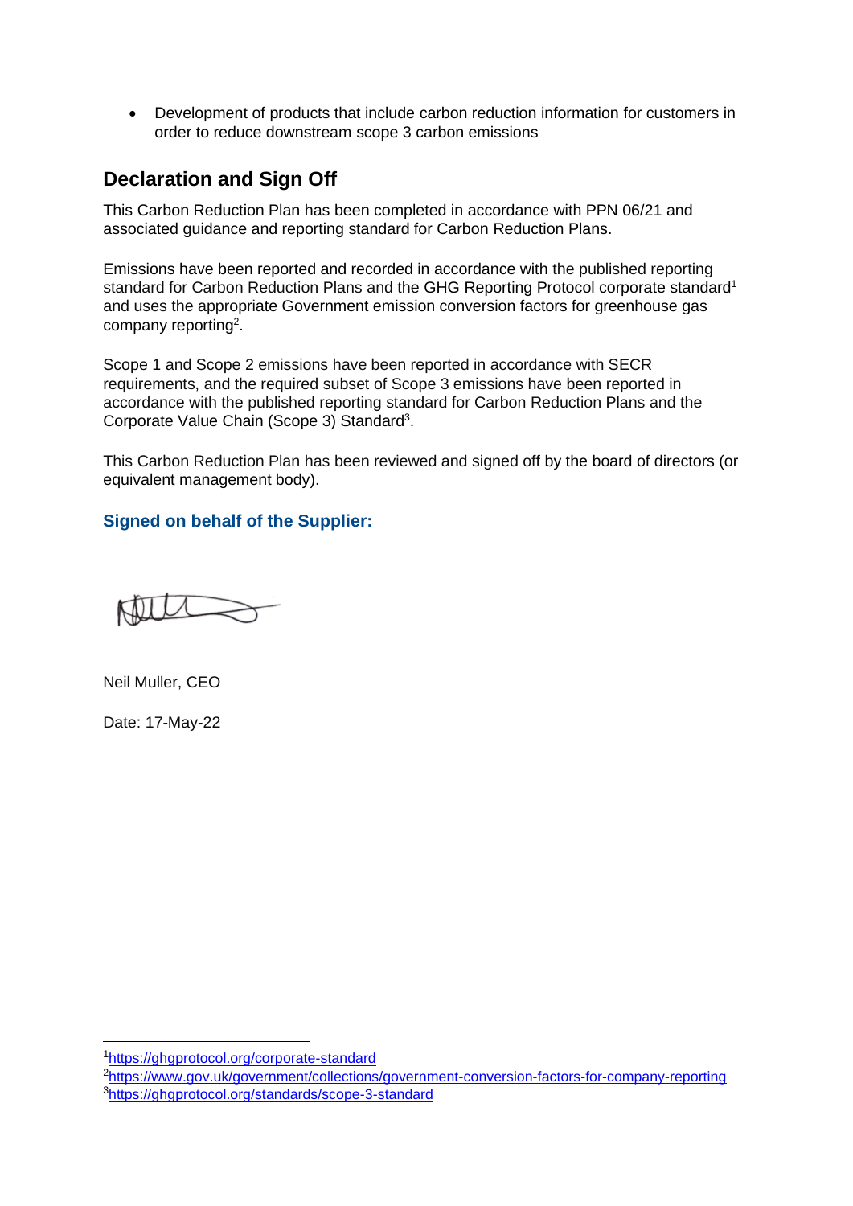- Development of products that include carbon reduction information for customers in order to reduce downstream scope 3 carbon emissions

## Declaration and Sign Off

This Carbon Reduction Plan has been completed in accordance with PPN 06/21 and associated guidance and reporting standard for Carbon Reduction Plans.

Emissions have been reported and recorded in accordance with the published reporting standard for Carbon Reduction Plans and the GHG Reporting Protocol corporate standard[1] and uses the appropriate Government emission conversion factors for greenhouse gas company reporting[2].

Scope 1 and Scope 2 emissions have been reported in accordance with SECR requirements, and the required subset of Scope 3 emissions have been reported in accordance with the published reporting standard for Carbon Reduction Plans and the Corporate Value Chain (Scope 3) Standard[3].

This Carbon Reduction Plan has been reviewed and signed off by the board of directors (or equivalent management body).

### Signed on behalf of the Supplier:

Neil Muller, CEO

Date: 17-May-22

---

[1] https://ghgprotocol.org/corporate-standard
[2] https://www.gov.uk/government/collections/government-conversion-factors-for-company-reporting
[3] https://ghgprotocol.org/standards/scope-3-standard